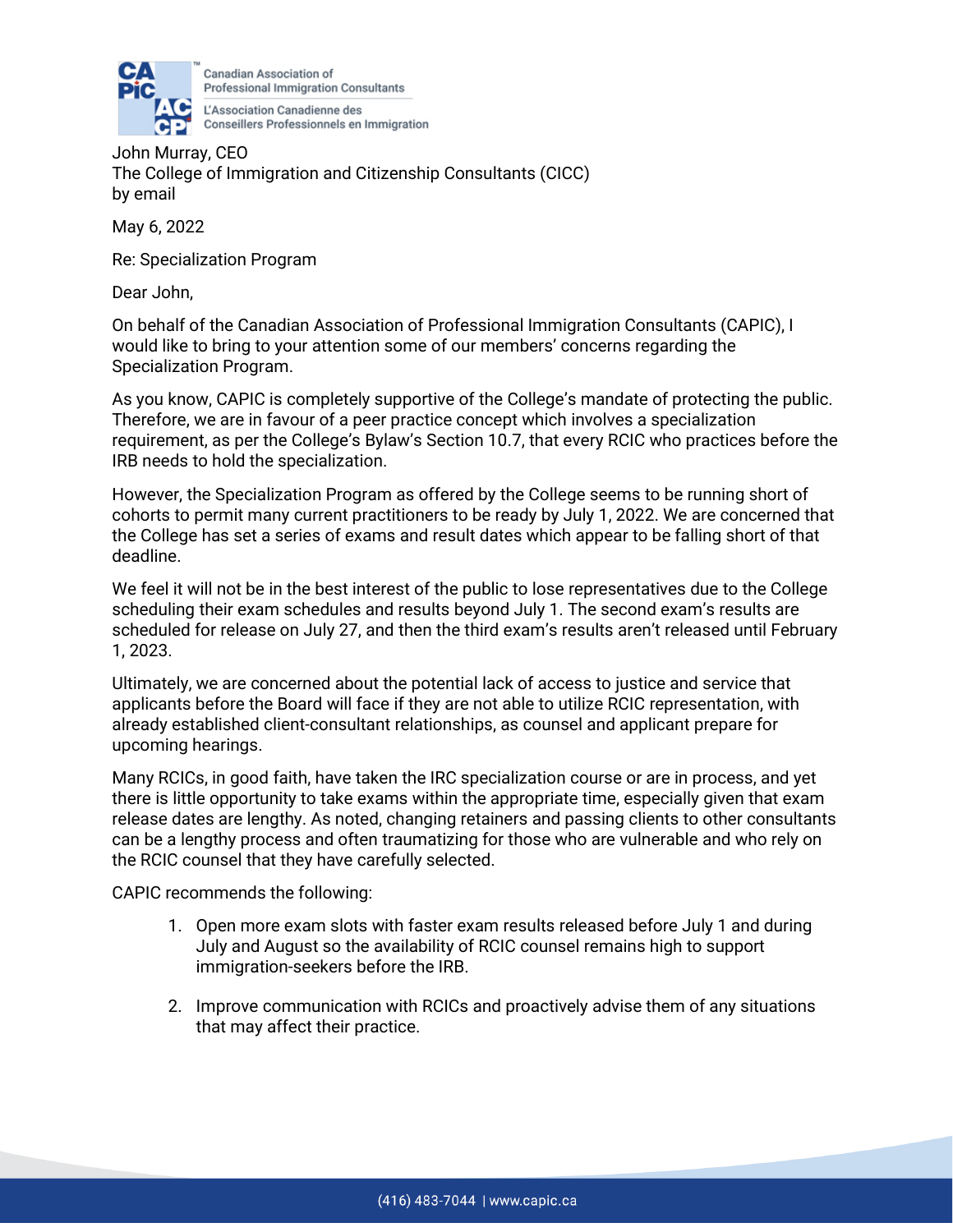Canadian Association of Professional Immigration Consultants

L'Association Canadienne des Conseillers Professionnels en Immigration

John Murray, CEO
The College of Immigration and Citizenship Consultants (CICC)
by email

May 6, 2022

Re: Specialization Program

Dear John,

On behalf of the Canadian Association of Professional Immigration Consultants (CAPIC), I would like to bring to your attention some of our members' concerns regarding the Specialization Program.

As you know, CAPIC is completely supportive of the College's mandate of protecting the public. Therefore, we are in favour of a peer practice concept which involves a specialization requirement, as per the College's Bylaw's Section 10.7, that every RCIC who practices before the IRB needs to hold the specialization.

However, the Specialization Program as offered by the College seems to be running short of cohorts to permit many current practitioners to be ready by July 1, 2022. We are concerned that the College has set a series of exams and result dates which appear to be falling short of that deadline.

We feel it will not be in the best interest of the public to lose representatives due to the College scheduling their exam schedules and results beyond July 1. The second exam's results are scheduled for release on July 27, and then the third exam's results aren't released until February 1, 2023.

Ultimately, we are concerned about the potential lack of access to justice and service that applicants before the Board will face if they are not able to utilize RCIC representation, with already established client-consultant relationships, as counsel and applicant prepare for upcoming hearings.

Many RCICs, in good faith, have taken the IRC specialization course or are in process, and yet there is little opportunity to take exams within the appropriate time, especially given that exam release dates are lengthy. As noted, changing retainers and passing clients to other consultants can be a lengthy process and often traumatizing for those who are vulnerable and who rely on the RCIC counsel that they have carefully selected.

CAPIC recommends the following:

1. Open more exam slots with faster exam results released before July 1 and during July and August so the availability of RCIC counsel remains high to support immigration-seekers before the IRB.

2. Improve communication with RCICs and proactively advise them of any situations that may affect their practice.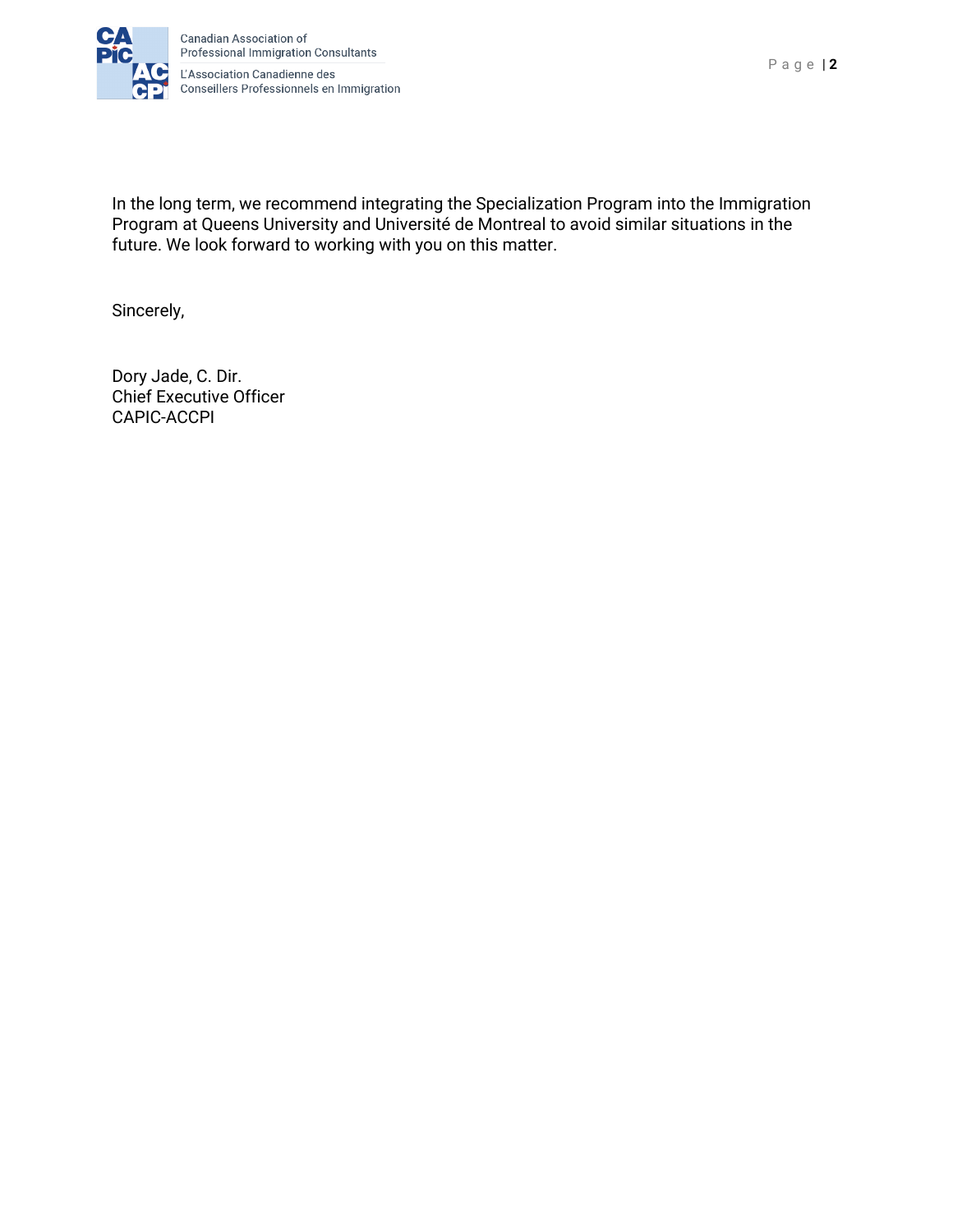In the long term, we recommend integrating the Specialization Program into the Immigration Program at Queens University and Université de Montreal to avoid similar situations in the future. We look forward to working with you on this matter.

Sincerely,

Dory Jade, C. Dir.
Chief Executive Officer
CAPIC-ACCPI